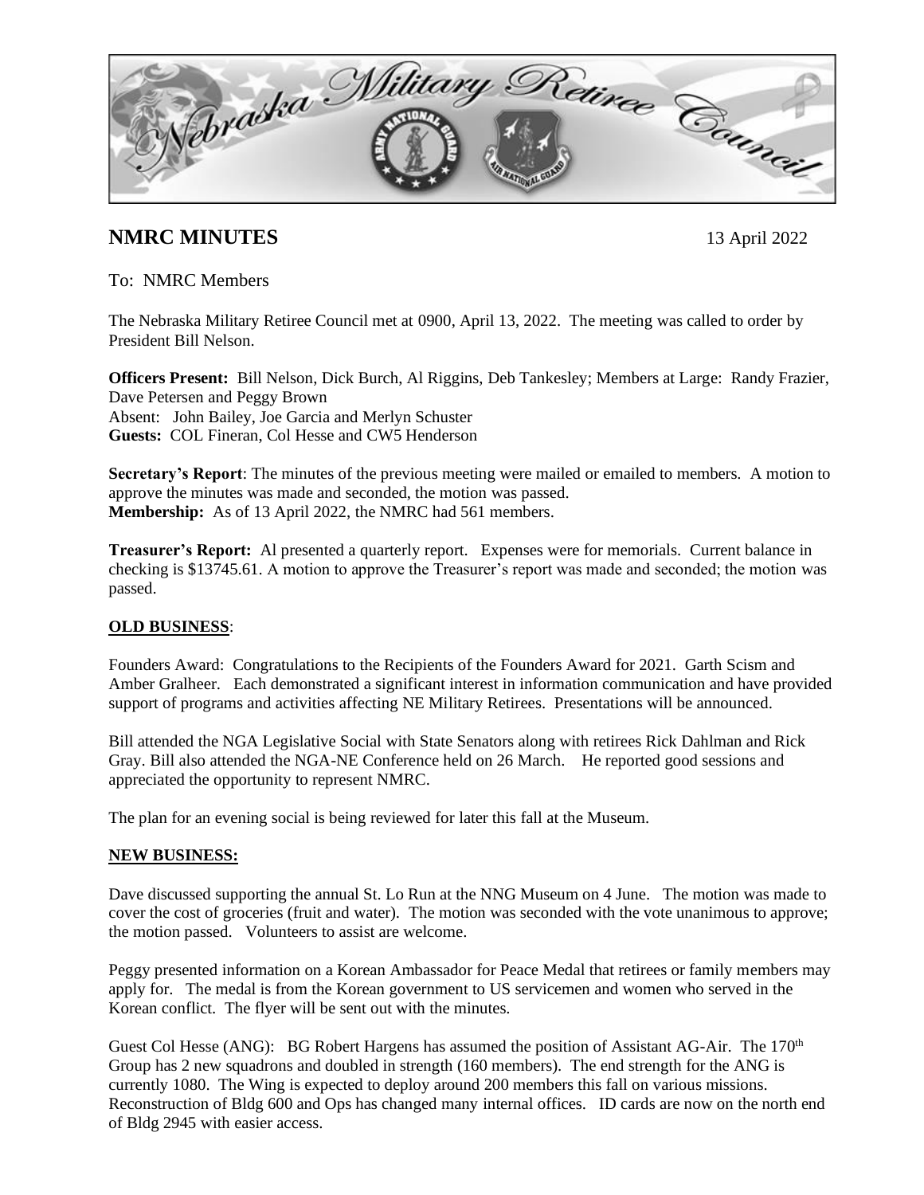Nebraska Military Retiree Council

# NMRC MINUTES

13 April 2022

To: NMRC Members

The Nebraska Military Retiree Council met at 0900, April 13, 2022. The meeting was called to order by President Bill Nelson.

**Officers Present:** Bill Nelson, Dick Burch, Al Riggins, Deb Tankesley; Members at Large: Randy Frazier, Dave Petersen and Peggy Brown
Absent: John Bailey, Joe Garcia and Merlyn Schuster
**Guests:** COL Fineran, Col Hesse and CW5 Henderson

**Secretary's Report**: The minutes of the previous meeting were mailed or emailed to members. A motion to approve the minutes was made and seconded, the motion was passed.
**Membership:** As of 13 April 2022, the NMRC had 561 members.

**Treasurer's Report:** Al presented a quarterly report. Expenses were for memorials. Current balance in checking is $13745.61. A motion to approve the Treasurer's report was made and seconded; the motion was passed.

## OLD BUSINESS:

Founders Award: Congratulations to the Recipients of the Founders Award for 2021. Garth Scism and Amber Gralheer. Each demonstrated a significant interest in information communication and have provided support of programs and activities affecting NE Military Retirees. Presentations will be announced.

Bill attended the NGA Legislative Social with State Senators along with retirees Rick Dahlman and Rick Gray. Bill also attended the NGA-NE Conference held on 26 March. He reported good sessions and appreciated the opportunity to represent NMRC.

The plan for an evening social is being reviewed for later this fall at the Museum.

## NEW BUSINESS:

Dave discussed supporting the annual St. Lo Run at the NNG Museum on 4 June. The motion was made to cover the cost of groceries (fruit and water). The motion was seconded with the vote unanimous to approve; the motion passed. Volunteers to assist are welcome.

Peggy presented information on a Korean Ambassador for Peace Medal that retirees or family members may apply for. The medal is from the Korean government to US servicemen and women who served in the Korean conflict. The flyer will be sent out with the minutes.

Guest Col Hesse (ANG): BG Robert Hargens has assumed the position of Assistant AG-Air. The 170th Group has 2 new squadrons and doubled in strength (160 members). The end strength for the ANG is currently 1080. The Wing is expected to deploy around 200 members this fall on various missions. Reconstruction of Bldg 600 and Ops has changed many internal offices. ID cards are now on the north end of Bldg 2945 with easier access.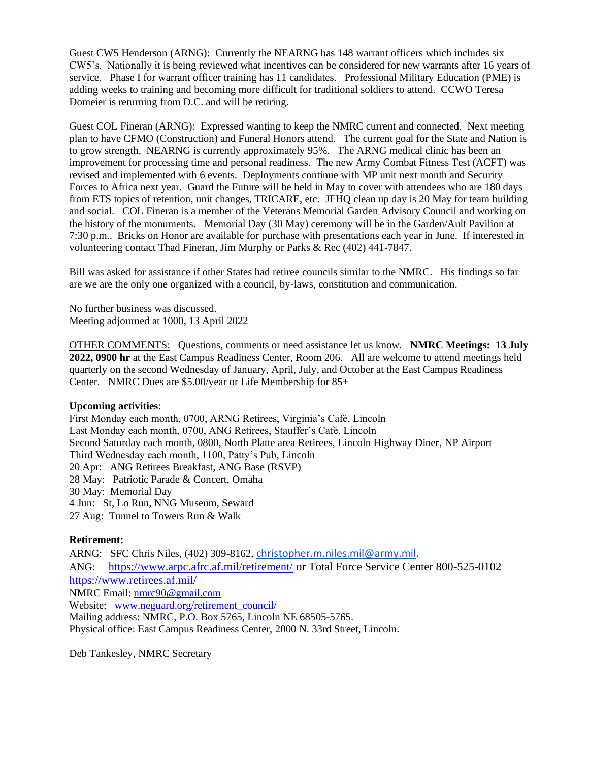Guest CW5 Henderson (ARNG): Currently the NEARNG has 148 warrant officers which includes six CW5's. Nationally it is being reviewed what incentives can be considered for new warrants after 16 years of service. Phase I for warrant officer training has 11 candidates. Professional Military Education (PME) is adding weeks to training and becoming more difficult for traditional soldiers to attend. CCWO Teresa Domeier is returning from D.C. and will be retiring.

Guest COL Fineran (ARNG): Expressed wanting to keep the NMRC current and connected. Next meeting plan to have CFMO (Construction) and Funeral Honors attend. The current goal for the State and Nation is to grow strength. NEARNG is currently approximately 95%. The ARNG medical clinic has been an improvement for processing time and personal readiness. The new Army Combat Fitness Test (ACFT) was revised and implemented with 6 events. Deployments continue with MP unit next month and Security Forces to Africa next year. Guard the Future will be held in May to cover with attendees who are 180 days from ETS topics of retention, unit changes, TRICARE, etc. JFHQ clean up day is 20 May for team building and social. COL Fineran is a member of the Veterans Memorial Garden Advisory Council and working on the history of the monuments. Memorial Day (30 May) ceremony will be in the Garden/Ault Pavilion at 7:30 p.m.. Bricks on Honor are available for purchase with presentations each year in June. If interested in volunteering contact Thad Fineran, Jim Murphy or Parks & Rec (402) 441-7847.

Bill was asked for assistance if other States had retiree councils similar to the NMRC. His findings so far are we are the only one organized with a council, by-laws, constitution and communication.

No further business was discussed.
Meeting adjourned at 1000, 13 April 2022

OTHER COMMENTS: Questions, comments or need assistance let us know. **NMRC Meetings: 13 July 2022, 0900 hr** at the East Campus Readiness Center, Room 206. All are welcome to attend meetings held quarterly on the second Wednesday of January, April, July, and October at the East Campus Readiness Center. NMRC Dues are $5.00/year or Life Membership for 85+

**Upcoming activities**:

First Monday each month, 0700, ARNG Retirees, Virginia's Café, Lincoln
Last Monday each month, 0700, ANG Retirees, Stauffer's Café, Lincoln
Second Saturday each month, 0800, North Platte area Retirees, Lincoln Highway Diner, NP Airport
Third Wednesday each month, 1100, Patty's Pub, Lincoln
20 Apr: ANG Retirees Breakfast, ANG Base (RSVP)
28 May: Patriotic Parade & Concert, Omaha
30 May: Memorial Day
4 Jun: St, Lo Run, NNG Museum, Seward
27 Aug: Tunnel to Towers Run & Walk

**Retirement:**

ARNG: SFC Chris Niles, (402) 309-8162, christopher.m.niles.mil@army.mil.
ANG: https://www.arpc.afrc.af.mil/retirement/ or Total Force Service Center 800-525-0102
https://www.retirees.af.mil/
NMRC Email: nmrc90@gmail.com
Website: www.neguard.org/retirement_council/
Mailing address: NMRC, P.O. Box 5765, Lincoln NE 68505-5765.
Physical office: East Campus Readiness Center, 2000 N. 33rd Street, Lincoln.

Deb Tankesley, NMRC Secretary